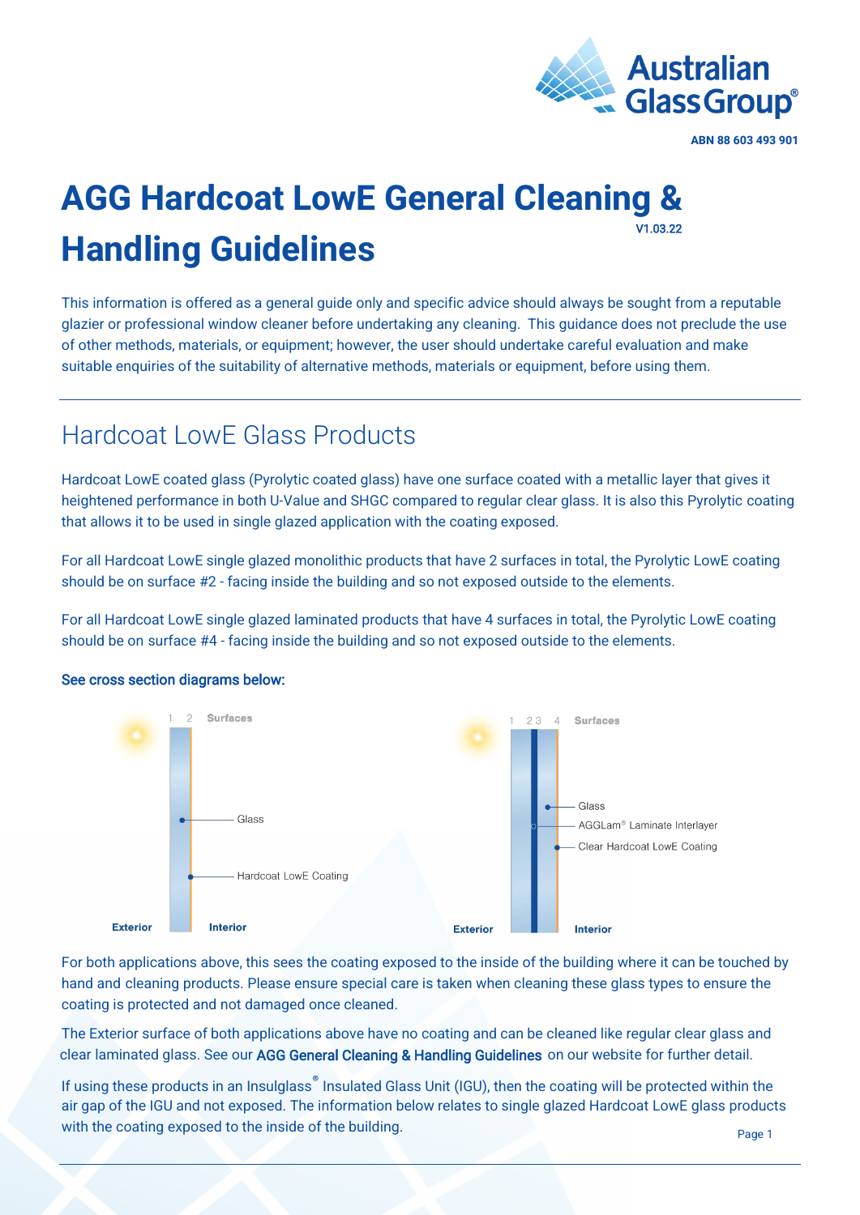ABN 88 603 493 901

# AGG Hardcoat LowE General Cleaning & Handling Guidelines

V1.03.22

This information is offered as a general guide only and specific advice should always be sought from a reputable glazier or professional window cleaner before undertaking any cleaning. This guidance does not preclude the use of other methods, materials, or equipment; however, the user should undertake careful evaluation and make suitable enquiries of the suitability of alternative methods, materials or equipment, before using them.

## Hardcoat LowE Glass Products

Hardcoat LowE coated glass (Pyrolytic coated glass) have one surface coated with a metallic layer that gives it heightened performance in both U-Value and SHGC compared to regular clear glass. It is also this Pyrolytic coating that allows it to be used in single glazed application with the coating exposed.

For all Hardcoat LowE single glazed monolithic products that have 2 surfaces in total, the Pyrolytic LowE coating should be on surface #2 - facing inside the building and so not exposed outside to the elements.

For all Hardcoat LowE single glazed laminated products that have 4 surfaces in total, the Pyrolytic LowE coating should be on surface #4 - facing inside the building and so not exposed outside to the elements.

**See cross section diagrams below:**

1 2 Surfaces

Glass

Hardcoat LowE Coating

Exterior Interior

1 2 3 4 Surfaces

Glass

AGGLam® Laminate Interlayer

Clear Hardcoat LowE Coating

Exterior Interior

For both applications above, this sees the coating exposed to the inside of the building where it can be touched by hand and cleaning products. Please ensure special care is taken when cleaning these glass types to ensure the coating is protected and not damaged once cleaned.

The Exterior surface of both applications above have no coating and can be cleaned like regular clear glass and clear laminated glass. See our AGG General Cleaning & Handling Guidelines on our website for further detail.

If using these products in an Insulglass® Insulated Glass Unit (IGU), then the coating will be protected within the air gap of the IGU and not exposed. The information below relates to single glazed Hardcoat LowE glass products with the coating exposed to the inside of the building.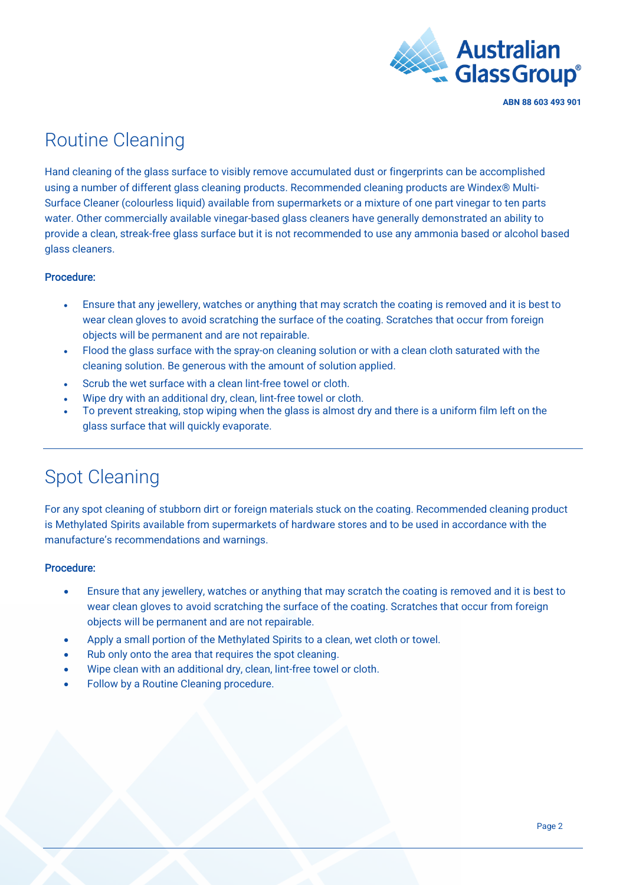## Routine Cleaning

Hand cleaning of the glass surface to visibly remove accumulated dust or fingerprints can be accomplished using a number of different glass cleaning products. Recommended cleaning products are Windex® Multi-Surface Cleaner (colourless liquid) available from supermarkets or a mixture of one part vinegar to ten parts water. Other commercially available vinegar-based glass cleaners have generally demonstrated an ability to provide a clean, streak-free glass surface but it is not recommended to use any ammonia based or alcohol based glass cleaners.

**Procedure:**

- Ensure that any jewellery, watches or anything that may scratch the coating is removed and it is best to wear clean gloves to avoid scratching the surface of the coating. Scratches that occur from foreign objects will be permanent and are not repairable.
- Flood the glass surface with the spray-on cleaning solution or with a clean cloth saturated with the cleaning solution. Be generous with the amount of solution applied.
- Scrub the wet surface with a clean lint-free towel or cloth.
- Wipe dry with an additional dry, clean, lint-free towel or cloth.
- To prevent streaking, stop wiping when the glass is almost dry and there is a uniform film left on the glass surface that will quickly evaporate.

---

## Spot Cleaning

For any spot cleaning of stubborn dirt or foreign materials stuck on the coating. Recommended cleaning product is Methylated Spirits available from supermarkets of hardware stores and to be used in accordance with the manufacture's recommendations and warnings.

**Procedure:**

- Ensure that any jewellery, watches or anything that may scratch the coating is removed and it is best to wear clean gloves to avoid scratching the surface of the coating. Scratches that occur from foreign objects will be permanent and are not repairable.
- Apply a small portion of the Methylated Spirits to a clean, wet cloth or towel.
- Rub only onto the area that requires the spot cleaning.
- Wipe clean with an additional dry, clean, lint-free towel or cloth.
- Follow by a Routine Cleaning procedure.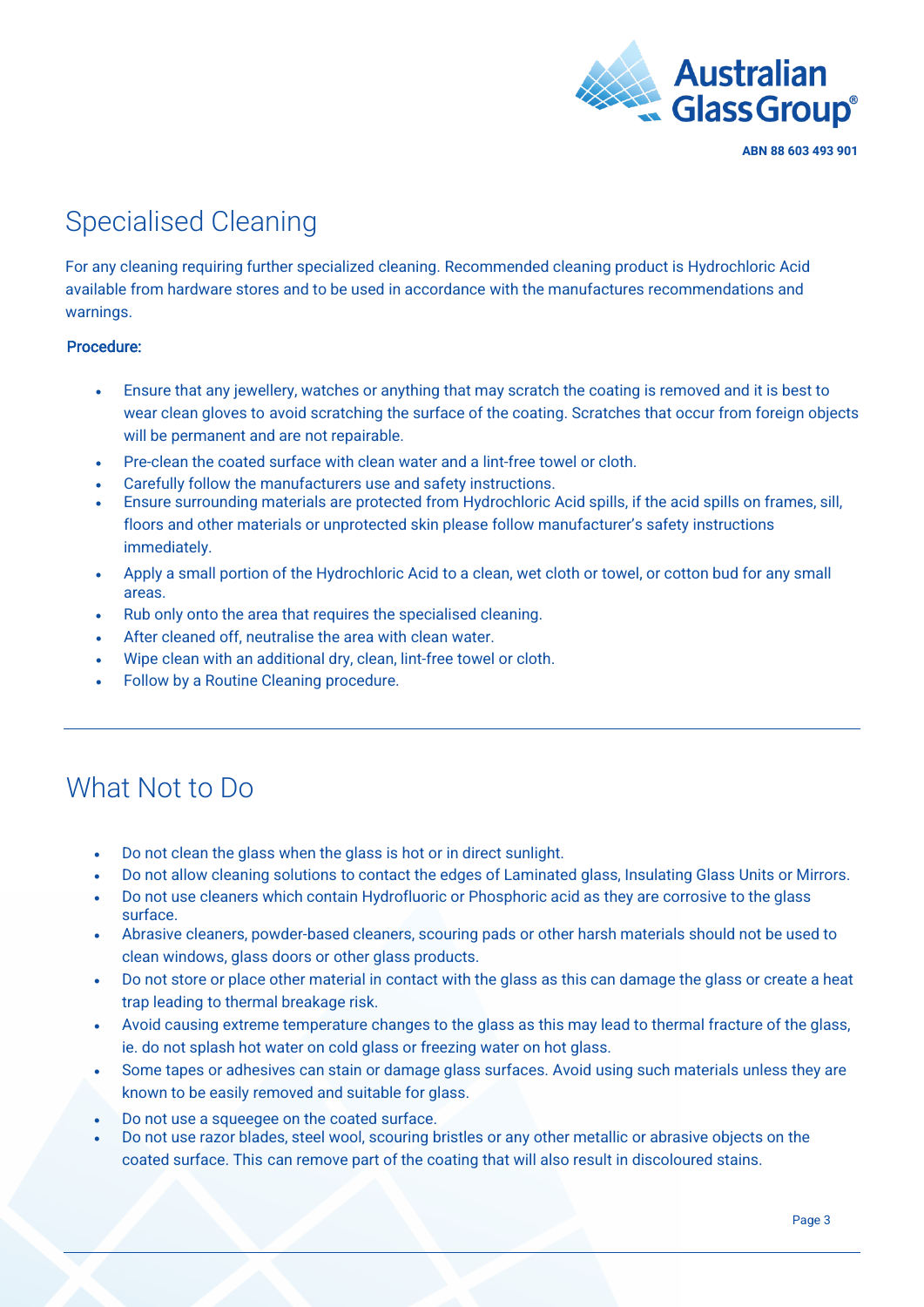## Specialised Cleaning

For any cleaning requiring further specialized cleaning. Recommended cleaning product is Hydrochloric Acid available from hardware stores and to be used in accordance with the manufactures recommendations and warnings.

**Procedure:**

- Ensure that any jewellery, watches or anything that may scratch the coating is removed and it is best to wear clean gloves to avoid scratching the surface of the coating. Scratches that occur from foreign objects will be permanent and are not repairable.
- Pre-clean the coated surface with clean water and a lint-free towel or cloth.
- Carefully follow the manufacturers use and safety instructions.
- Ensure surrounding materials are protected from Hydrochloric Acid spills, if the acid spills on frames, sill, floors and other materials or unprotected skin please follow manufacturer's safety instructions immediately.
- Apply a small portion of the Hydrochloric Acid to a clean, wet cloth or towel, or cotton bud for any small areas.
- Rub only onto the area that requires the specialised cleaning.
- After cleaned off, neutralise the area with clean water.
- Wipe clean with an additional dry, clean, lint-free towel or cloth.
- Follow by a Routine Cleaning procedure.

## What Not to Do

- Do not clean the glass when the glass is hot or in direct sunlight.
- Do not allow cleaning solutions to contact the edges of Laminated glass, Insulating Glass Units or Mirrors.
- Do not use cleaners which contain Hydrofluoric or Phosphoric acid as they are corrosive to the glass surface.
- Abrasive cleaners, powder-based cleaners, scouring pads or other harsh materials should not be used to clean windows, glass doors or other glass products.
- Do not store or place other material in contact with the glass as this can damage the glass or create a heat trap leading to thermal breakage risk.
- Avoid causing extreme temperature changes to the glass as this may lead to thermal fracture of the glass, ie. do not splash hot water on cold glass or freezing water on hot glass.
- Some tapes or adhesives can stain or damage glass surfaces. Avoid using such materials unless they are known to be easily removed and suitable for glass.
- Do not use a squeegee on the coated surface.
- Do not use razor blades, steel wool, scouring bristles or any other metallic or abrasive objects on the coated surface. This can remove part of the coating that will also result in discoloured stains.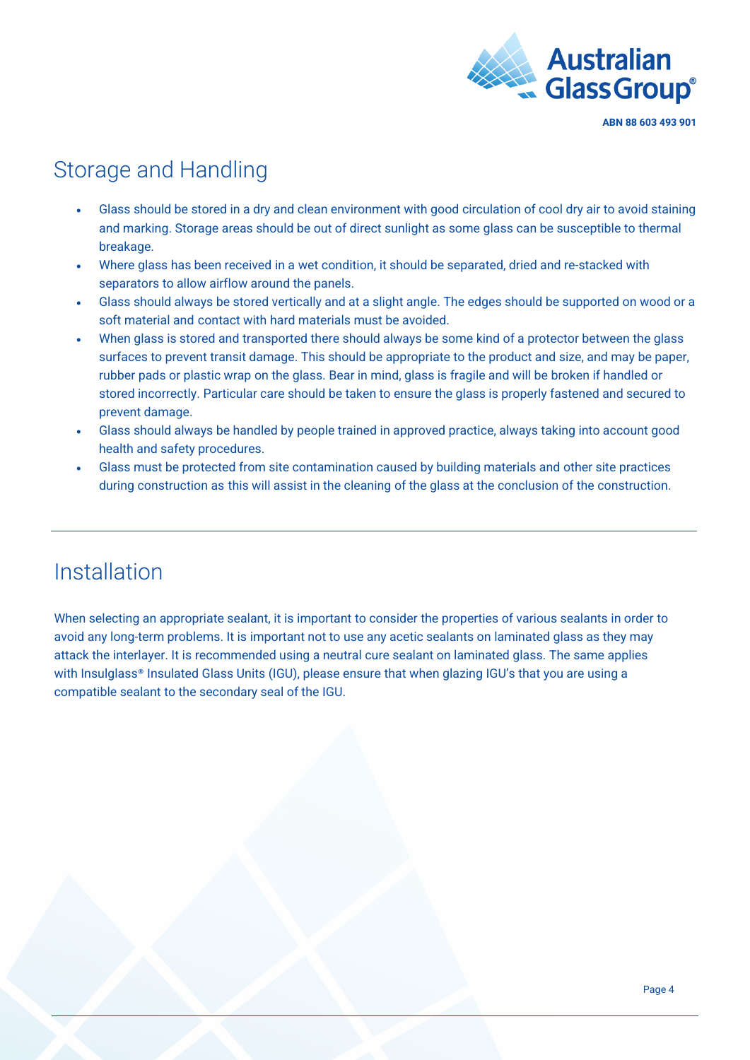## Storage and Handling

- Glass should be stored in a dry and clean environment with good circulation of cool dry air to avoid staining and marking. Storage areas should be out of direct sunlight as some glass can be susceptible to thermal breakage.
- Where glass has been received in a wet condition, it should be separated, dried and re-stacked with separators to allow airflow around the panels.
- Glass should always be stored vertically and at a slight angle. The edges should be supported on wood or a soft material and contact with hard materials must be avoided.
- When glass is stored and transported there should always be some kind of a protector between the glass surfaces to prevent transit damage. This should be appropriate to the product and size, and may be paper, rubber pads or plastic wrap on the glass. Bear in mind, glass is fragile and will be broken if handled or stored incorrectly. Particular care should be taken to ensure the glass is properly fastened and secured to prevent damage.
- Glass should always be handled by people trained in approved practice, always taking into account good health and safety procedures.
- Glass must be protected from site contamination caused by building materials and other site practices during construction as this will assist in the cleaning of the glass at the conclusion of the construction.

## Installation

When selecting an appropriate sealant, it is important to consider the properties of various sealants in order to avoid any long-term problems. It is important not to use any acetic sealants on laminated glass as they may attack the interlayer. It is recommended using a neutral cure sealant on laminated glass. The same applies with Insulglass® Insulated Glass Units (IGU), please ensure that when glazing IGU's that you are using a compatible sealant to the secondary seal of the IGU.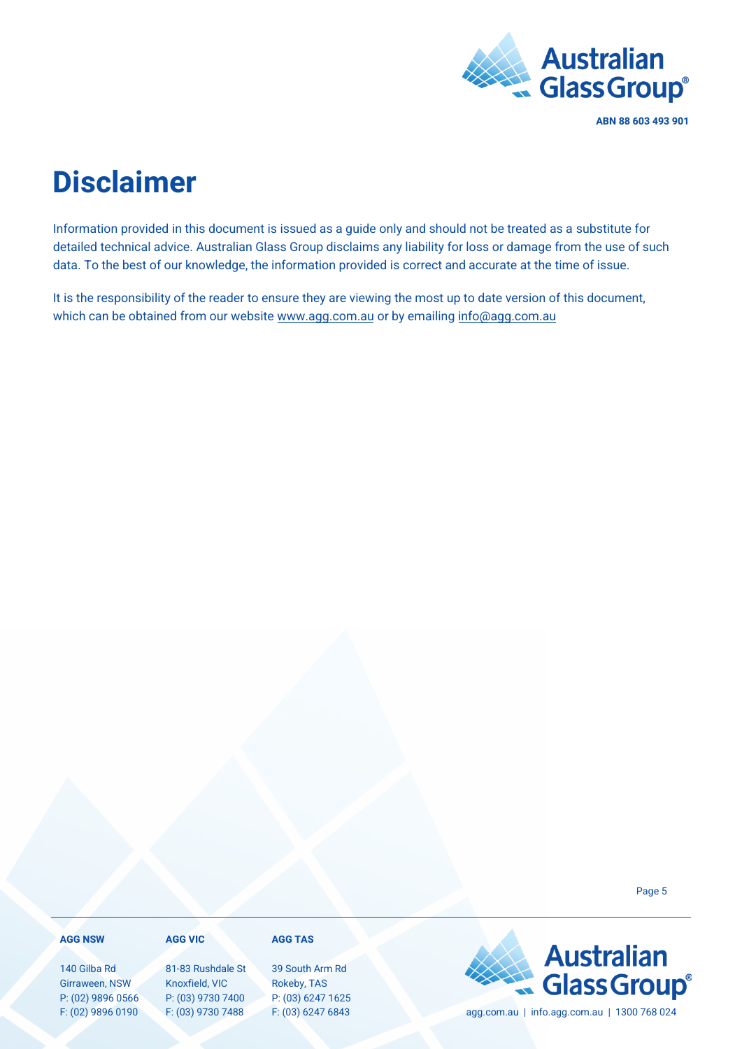# Disclaimer

Information provided in this document is issued as a guide only and should not be treated as a substitute for detailed technical advice. Australian Glass Group disclaims any liability for loss or damage from the use of such data. To the best of our knowledge, the information provided is correct and accurate at the time of issue.

It is the responsibility of the reader to ensure they are viewing the most up to date version of this document, which can be obtained from our website www.agg.com.au or by emailing info@agg.com.au